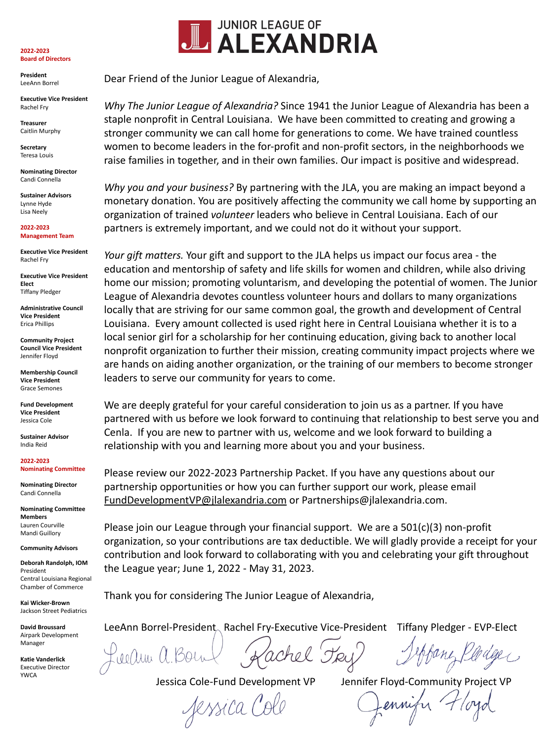# JUNIOR LEAGUE OF ALEXANDRIA

**2022-2023 Board of Directors**

**President**
LeeAnn Borrel

**Executive Vice President**
Rachel Fry

**Treasurer**
Caitlin Murphy

**Secretary**
Teresa Louis

**Nominating Director**
Candi Connella

**Sustainer Advisors**
Lynne Hyde
Lisa Neely

**2022-2023 Management Team**

**Executive Vice President**
Rachel Fry

**Executive Vice President Elect**
Tiffany Pledger

**Administrative Council Vice President**
Erica Phillips

**Community Project Council Vice President**
Jennifer Floyd

**Membership Council Vice President**
Grace Semones

**Fund Development Vice President**
Jessica Cole

**Sustainer Advisor**
India Reid

**2022-2023 Nominating Committee**

**Nominating Director**
Candi Connella

**Nominating Committee Members**
Lauren Courville
Mandi Guillory

**Community Advisors**

**Deborah Randolph, IOM**
President
Central Louisiana Regional Chamber of Commerce

**Kai Wicker-Brown**
Jackson Street Pediatrics

**David Broussard**
Airpark Development Manager

**Katie Vanderlick**
Executive Director
YWCA

Dear Friend of the Junior League of Alexandria,

*Why The Junior League of Alexandria?* Since 1941 the Junior League of Alexandria has been a staple nonprofit in Central Louisiana. We have been committed to creating and growing a stronger community we can call home for generations to come. We have trained countless women to become leaders in the for-profit and non-profit sectors, in the neighborhoods we raise families in together, and in their own families. Our impact is positive and widespread.

*Why you and your business?* By partnering with the JLA, you are making an impact beyond a monetary donation. You are positively affecting the community we call home by supporting an organization of trained *volunteer* leaders who believe in Central Louisiana. Each of our partners is extremely important, and we could not do it without your support.

*Your gift matters.* Your gift and support to the JLA helps us impact our focus area - the education and mentorship of safety and life skills for women and children, while also driving home our mission; promoting voluntarism, and developing the potential of women. The Junior League of Alexandria devotes countless volunteer hours and dollars to many organizations locally that are striving for our same common goal, the growth and development of Central Louisiana. Every amount collected is used right here in Central Louisiana whether it is to a local senior girl for a scholarship for her continuing education, giving back to another local nonprofit organization to further their mission, creating community impact projects where we are hands on aiding another organization, or the training of our members to become stronger leaders to serve our community for years to come.

We are deeply grateful for your careful consideration to join us as a partner. If you have partnered with us before we look forward to continuing that relationship to best serve you and Cenla. If you are new to partner with us, welcome and we look forward to building a relationship with you and learning more about you and your business.

Please review our 2022-2023 Partnership Packet. If you have any questions about our partnership opportunities or how you can further support our work, please email FundDevelopmentVP@jlalexandria.com or Partnerships@jlalexandria.com.

Please join our League through your financial support. We are a 501(c)(3) non-profit organization, so your contributions are tax deductible. We will gladly provide a receipt for your contribution and look forward to collaborating with you and celebrating your gift throughout the League year; June 1, 2022 - May 31, 2023.

Thank you for considering The Junior League of Alexandria,

LeeAnn Borrel-President    Rachel Fry-Executive Vice-President    Tiffany Pledger - EVP-Elect

Jessica Cole-Fund Development VP    Jennifer Floyd-Community Project VP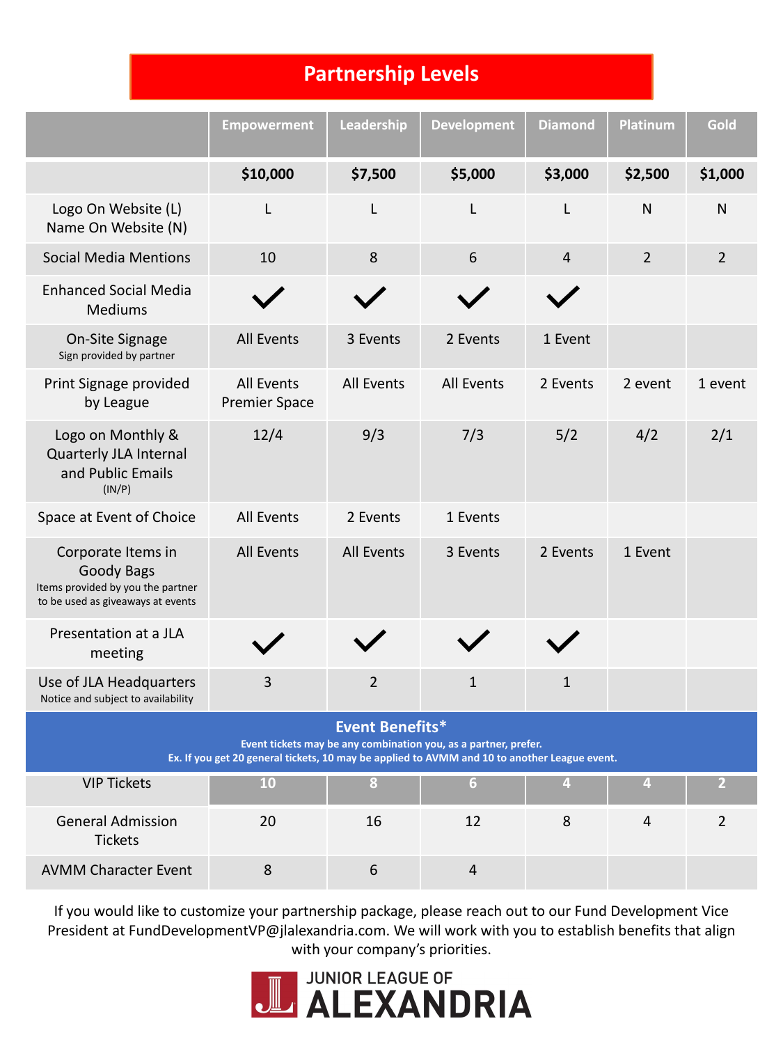# Partnership Levels

| | Empowerment | Leadership | Development | Diamond | Platinum | Gold |
|---|---|---|---|---|---|---|
| | **$10,000** | **$7,500** | **$5,000** | **$3,000** | **$2,500** | **$1,000** |
| Logo On Website (L) Name On Website (N) | L | L | L | L | N | N |
| Social Media Mentions | 10 | 8 | 6 | 4 | 2 | 2 |
| Enhanced Social Media Mediums | ✓ | ✓ | ✓ | ✓ | | |
| On-Site Signage<br>Sign provided by partner | All Events | 3 Events | 2 Events | 1 Event | | |
| Print Signage provided by League | All Events Premier Space | All Events | All Events | 2 Events | 2 event | 1 event |
| Logo on Monthly & Quarterly JLA Internal and Public Emails (IN/P) | 12/4 | 9/3 | 7/3 | 5/2 | 4/2 | 2/1 |
| Space at Event of Choice | All Events | 2 Events | 1 Events | | | |
| Corporate Items in Goody Bags<br>Items provided by you the partner to be used as giveaways at events | All Events | All Events | 3 Events | 2 Events | 1 Event | |
| Presentation at a JLA meeting | ✓ | ✓ | ✓ | ✓ | | |
| Use of JLA Headquarters<br>Notice and subject to availability | 3 | 2 | 1 | 1 | | |
| **Event Benefits***<br>Event tickets may be any combination you, as a partner, prefer.<br>Ex. If you get 20 general tickets, 10 may be applied to AVMM and 10 to another League event. | | | | | | |
| VIP Tickets | 10 | 8 | 6 | 4 | 4 | 2 |
| General Admission Tickets | 20 | 16 | 12 | 8 | 4 | 2 |
| AVMM Character Event | 8 | 6 | 4 | | | |

If you would like to customize your partnership package, please reach out to our Fund Development Vice President at FundDevelopmentVP@jlalexandria.com. We will work with you to establish benefits that align with your company's priorities.

JUNIOR LEAGUE OF ALEXANDRIA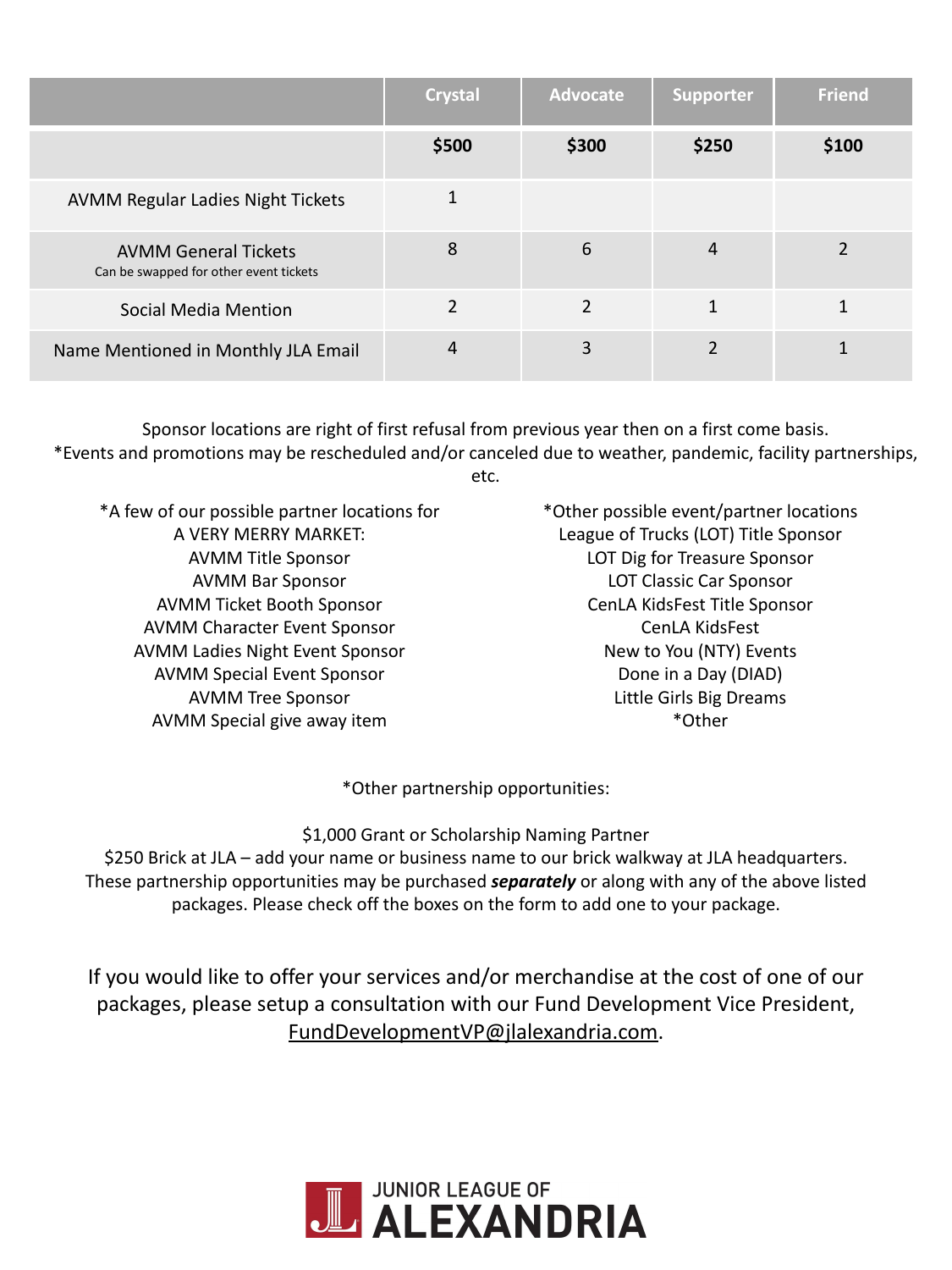| | Crystal | Advocate | Supporter | Friend |
|---|---|---|---|---|
| | **$500** | **$300** | **$250** | **$100** |
| AVMM Regular Ladies Night Tickets | 1 | | | |
| AVMM General Tickets<br>Can be swapped for other event tickets | 8 | 6 | 4 | 2 |
| Social Media Mention | 2 | 2 | 1 | 1 |
| Name Mentioned in Monthly JLA Email | 4 | 3 | 2 | 1 |

Sponsor locations are right of first refusal from previous year then on a first come basis.
*Events and promotions may be rescheduled and/or canceled due to weather, pandemic, facility partnerships, etc.

*A few of our possible partner locations for A VERY MERRY MARKET:
AVMM Title Sponsor
AVMM Bar Sponsor
AVMM Ticket Booth Sponsor
AVMM Character Event Sponsor
AVMM Ladies Night Event Sponsor
AVMM Special Event Sponsor
AVMM Tree Sponsor
AVMM Special give away item

*Other possible event/partner locations
League of Trucks (LOT) Title Sponsor
LOT Dig for Treasure Sponsor
LOT Classic Car Sponsor
CenLA KidsFest Title Sponsor
CenLA KidsFest
New to You (NTY) Events
Done in a Day (DIAD)
Little Girls Big Dreams
*Other

*Other partnership opportunities:

$1,000 Grant or Scholarship Naming Partner
$250 Brick at JLA – add your name or business name to our brick walkway at JLA headquarters.
These partnership opportunities may be purchased ***separately*** or along with any of the above listed packages. Please check off the boxes on the form to add one to your package.

If you would like to offer your services and/or merchandise at the cost of one of our packages, please setup a consultation with our Fund Development Vice President, FundDevelopmentVP@jlalexandria.com.

JUNIOR LEAGUE OF ALEXANDRIA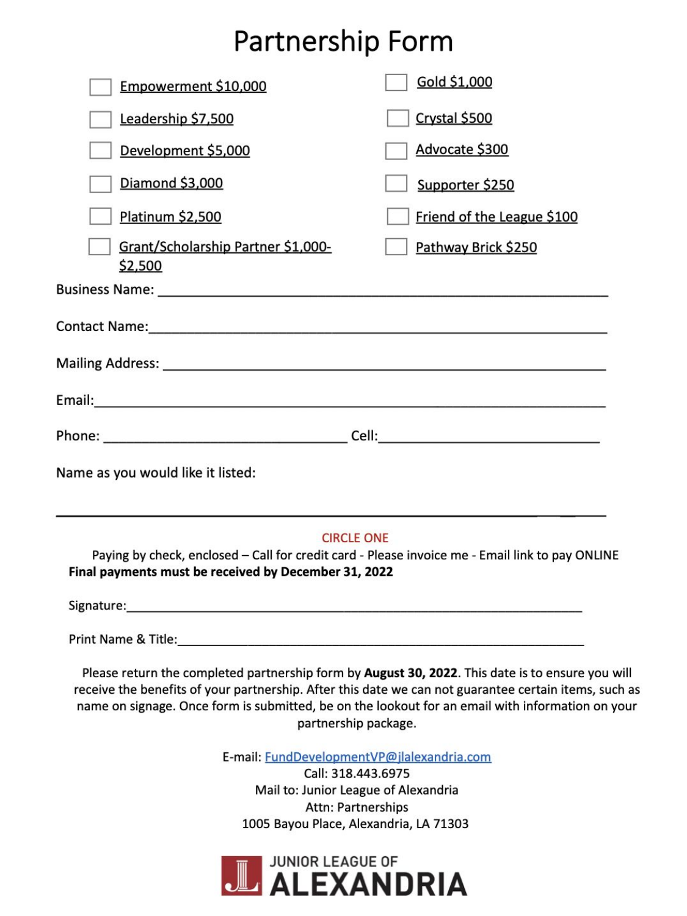# Partnership Form

- [ ] Empowerment $10,000
- [ ] Leadership $7,500
- [ ] Development $5,000
- [ ] Diamond $3,000
- [ ] Platinum $2,500
- [ ] Grant/Scholarship Partner $1,000-$2,500
- [ ] Gold $1,000
- [ ] Crystal $500
- [ ] Advocate $300
- [ ] Supporter $250
- [ ] Friend of the League $100
- [ ] Pathway Brick $250

Business Name: ______________________________________________

Contact Name: ______________________________________________

Mailing Address: ______________________________________________

Email: ______________________________________________

Phone: ______________________ Cell: ______________________

Name as you would like it listed:

______________________________________________

CIRCLE ONE

Paying by check, enclosed – Call for credit card - Please invoice me - Email link to pay ONLINE

**Final payments must be received by December 31, 2022**

Signature: ______________________________________________

Print Name & Title: ______________________________________________

Please return the completed partnership form by **August 30, 2022**. This date is to ensure you will receive the benefits of your partnership. After this date we can not guarantee certain items, such as name on signage. Once form is submitted, be on the lookout for an email with information on your partnership package.

E-mail: FundDevelopmentVP@jlalexandria.com
Call: 318.443.6975
Mail to: Junior League of Alexandria
Attn: Partnerships
1005 Bayou Place, Alexandria, LA 71303

JUNIOR LEAGUE OF ALEXANDRIA